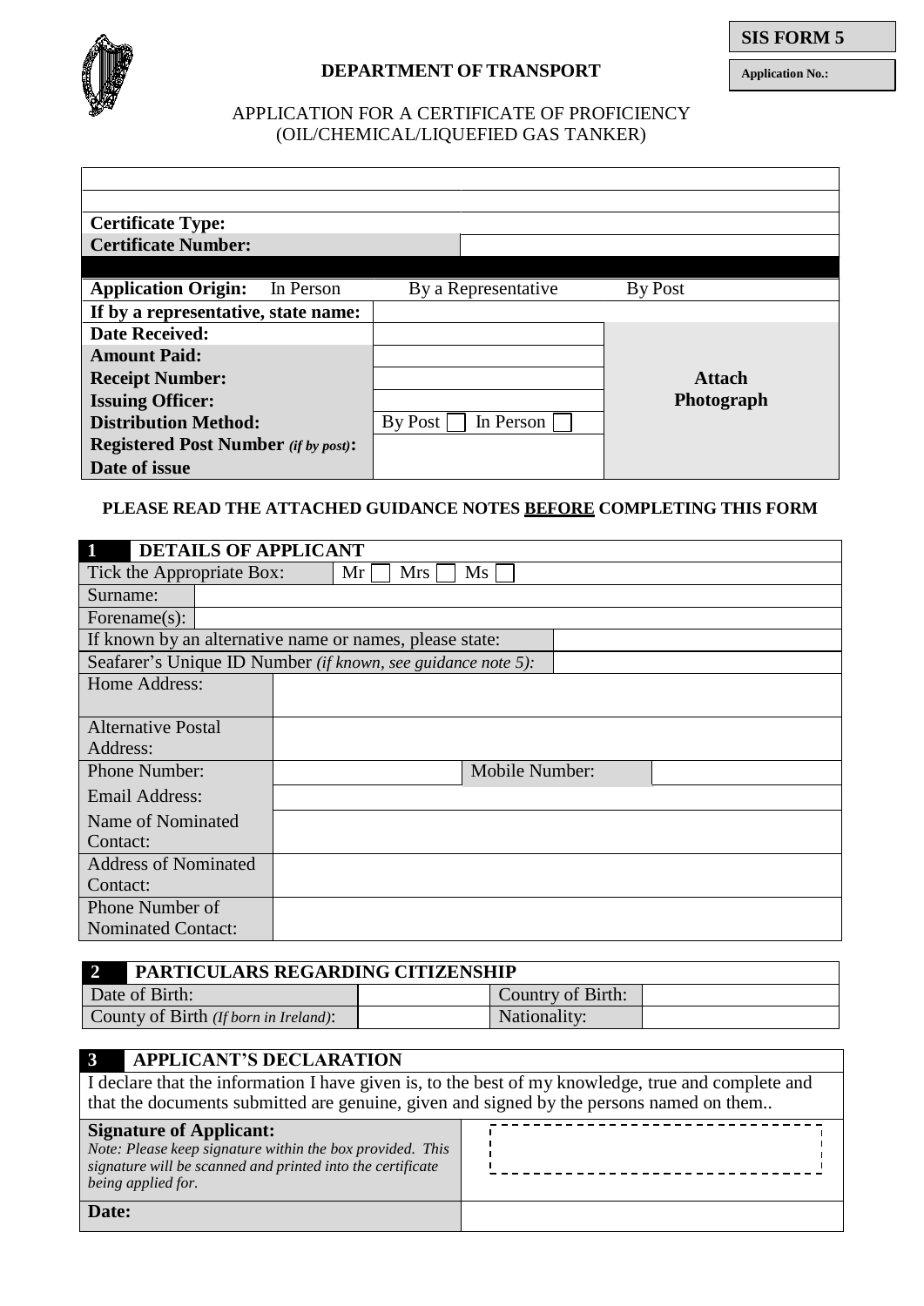**SIS FORM 5**

**Application No.:**

**DEPARTMENT OF TRANSPORT**

APPLICATION FOR A CERTIFICATE OF PROFICIENCY
(OIL/CHEMICAL/LIQUEFIED GAS TANKER)

| | | |
|---|---|---|
| | | |
| | | |
| **Certificate Type:** | | |
| **Certificate Number:** | | |
| | | |
| **Application Origin:** In Person | By a Representative | By Post |
| **If by a representative, state name:** | | |
| **Date Received:** | | **Attach Photograph** |
| **Amount Paid:** | | |
| **Receipt Number:** | | |
| **Issuing Officer:** | | |
| **Distribution Method:** | By Post ☐ In Person ☐ | |
| **Registered Post Number** *(if by post)***:** | | |
| **Date of issue** | | |

**PLEASE READ THE ATTACHED GUIDANCE NOTES BEFORE COMPLETING THIS FORM**

| **1 DETAILS OF APPLICANT** | | | |
|---|---|---|---|
| Tick the Appropriate Box: | Mr ☐ Mrs ☐ Ms ☐ | | |
| Surname: | | | |
| Forename(s): | | | |
| If known by an alternative name or names, please state: | | | |
| Seafarer's Unique ID Number *(if known, see guidance note 5):* | | | |
| Home Address: | | | |
| Alternative Postal Address: | | | |
| Phone Number: | | Mobile Number: | |
| Email Address: | | | |
| Name of Nominated Contact: | | | |
| Address of Nominated Contact: | | | |
| Phone Number of Nominated Contact: | | | |

| **2 PARTICULARS REGARDING CITIZENSHIP** | | | |
|---|---|---|---|
| Date of Birth: | | Country of Birth: | |
| County of Birth *(If born in Ireland)*: | | Nationality: | |

| **3 APPLICANT'S DECLARATION** | |
|---|---|
| I declare that the information I have given is, to the best of my knowledge, true and complete and that the documents submitted are genuine, given and signed by the persons named on them.. | |
| **Signature of Applicant:** *Note: Please keep signature within the box provided. This signature will be scanned and printed into the certificate being applied for.* | |
| **Date:** | |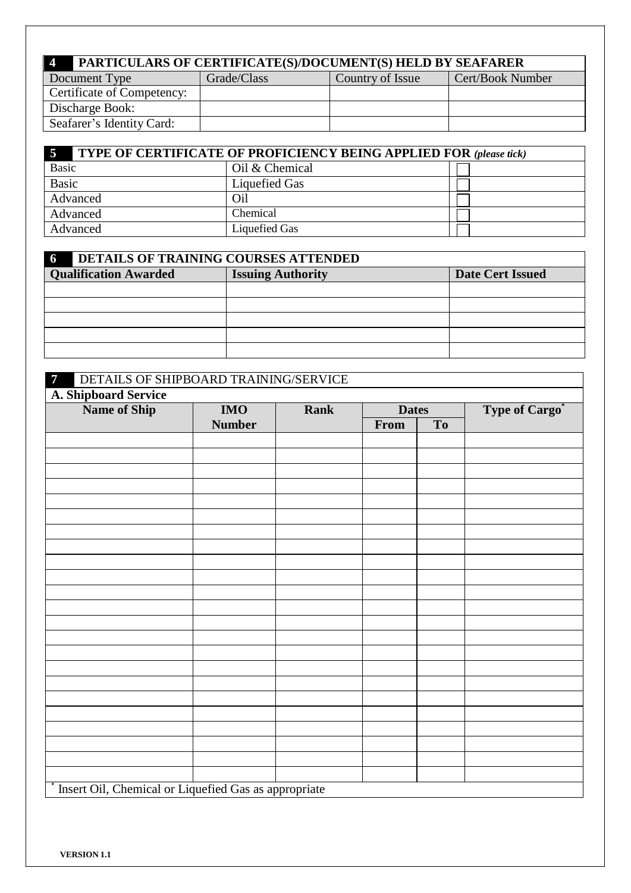## 4 PARTICULARS OF CERTIFICATE(S)/DOCUMENT(S) HELD BY SEAFARER

| Document Type | Grade/Class | Country of Issue | Cert/Book Number |
|---|---|---|---|
| Certificate of Competency: | | | |
| Discharge Book: | | | |
| Seafarer's Identity Card: | | | |

## 5 TYPE OF CERTIFICATE OF PROFICIENCY BEING APPLIED FOR *(please tick)*

| | | |
|---|---|---|
| Basic | Oil & Chemical | ☐ |
| Basic | Liquefied Gas | ☐ |
| Advanced | Oil | ☐ |
| Advanced | Chemical | ☐ |
| Advanced | Liquefied Gas | ☐ |

## 6 DETAILS OF TRAINING COURSES ATTENDED

| Qualification Awarded | Issuing Authority | Date Cert Issued |
|---|---|---|
| | | |
| | | |
| | | |
| | | |
| | | |

## 7 DETAILS OF SHIPBOARD TRAINING/SERVICE

**A. Shipboard Service**

| Name of Ship | IMO Number | Rank | Dates | | Type of Cargo* |
|---|---|---|---|---|---|
| | | | From | To | |
| | | | | | |
| | | | | | |
| | | | | | |
| | | | | | |
| | | | | | |
| | | | | | |
| | | | | | |
| | | | | | |
| | | | | | |
| | | | | | |
| | | | | | |
| | | | | | |
| | | | | | |
| | | | | | |
| | | | | | |
| | | | | | |
| | | | | | |
| | | | | | |
| | | | | | |
| | | | | | |
| | | | | | |
| | | | | | |
| | | | | | |

\* Insert Oil, Chemical or Liquefied Gas as appropriate

**VERSION 1.1**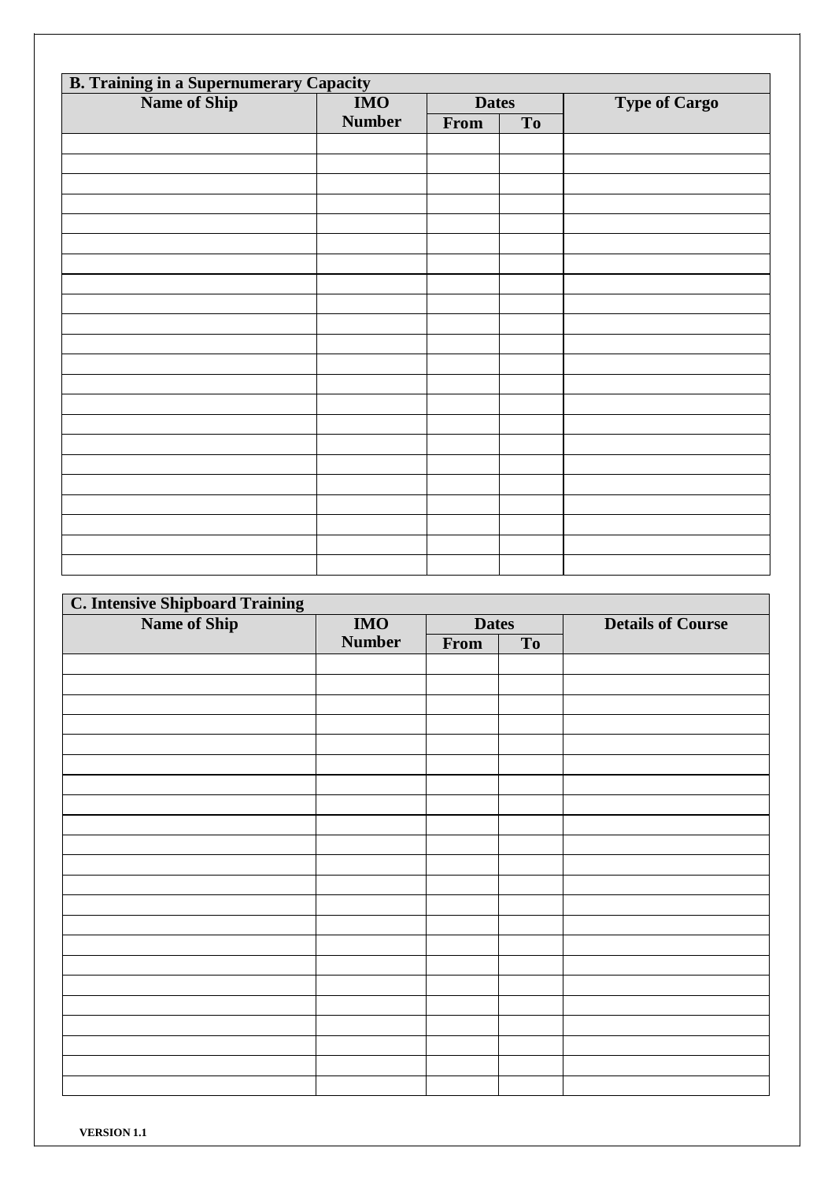### B. Training in a Supernumerary Capacity

| Name of Ship | IMO Number | Dates | | Type of Cargo |
|---|---|---|---|---|
| | | From | To | |
| | | | | |
| | | | | |
| | | | | |
| | | | | |
| | | | | |
| | | | | |
| | | | | |
| | | | | |
| | | | | |
| | | | | |
| | | | | |
| | | | | |
| | | | | |
| | | | | |
| | | | | |
| | | | | |
| | | | | |
| | | | | |
| | | | | |
| | | | | |
| | | | | |
| | | | | |

### C. Intensive Shipboard Training

| Name of Ship | IMO Number | Dates | | Details of Course |
|---|---|---|---|---|
| | | From | To | |
| | | | | |
| | | | | |
| | | | | |
| | | | | |
| | | | | |
| | | | | |
| | | | | |
| | | | | |
| | | | | |
| | | | | |
| | | | | |
| | | | | |
| | | | | |
| | | | | |
| | | | | |
| | | | | |
| | | | | |
| | | | | |
| | | | | |
| | | | | |
| | | | | |
| | | | | |

**VERSION 1.1**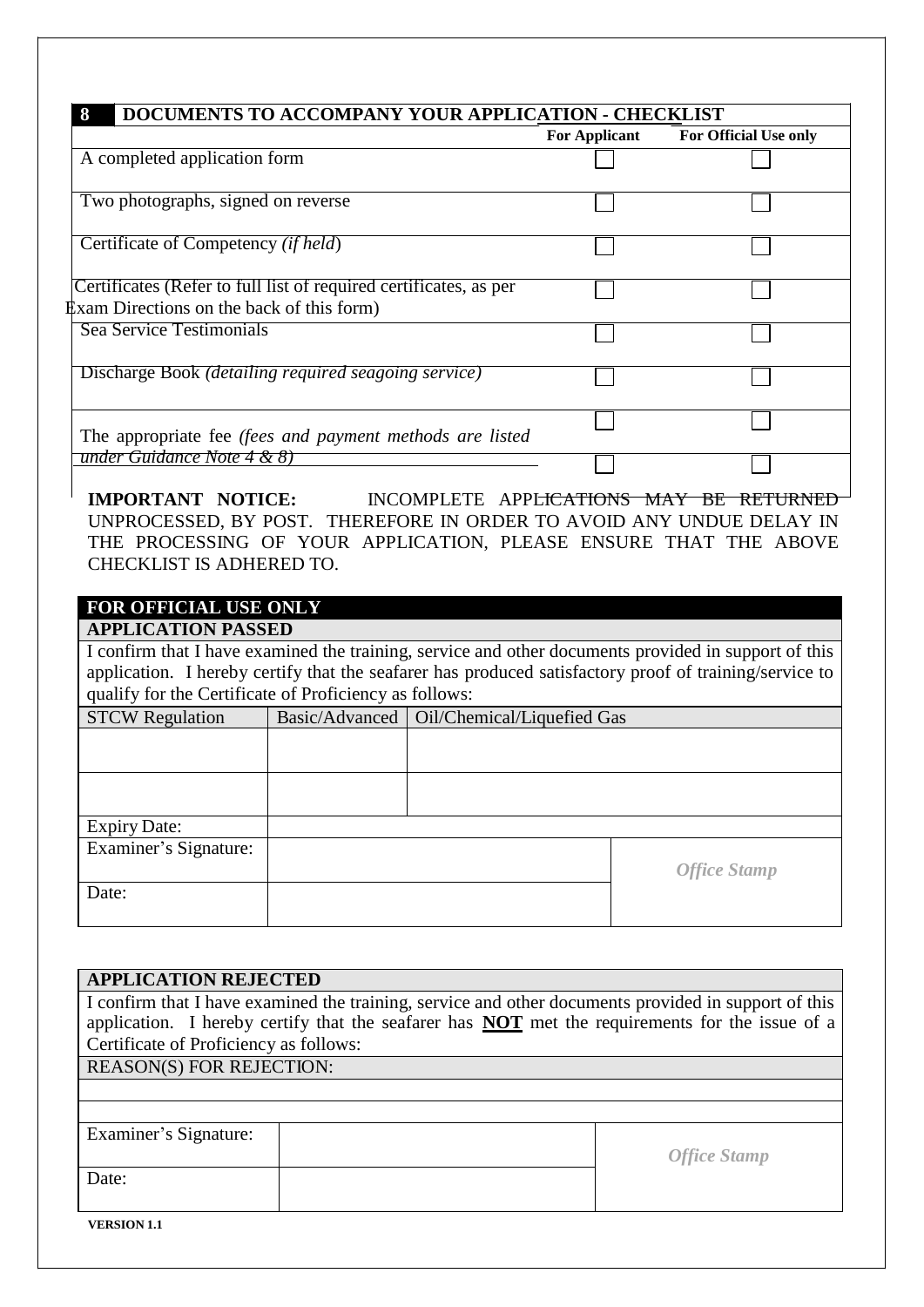| 8 DOCUMENTS TO ACCOMPANY YOUR APPLICATION - CHECKLIST | For Applicant | For Official Use only |
|---|---|---|
| A completed application form | ☐ | ☐ |
| Two photographs, signed on reverse | ☐ | ☐ |
| Certificate of Competency *(if held)* | ☐ | ☐ |
| Certificates (Refer to full list of required certificates, as per Exam Directions on the back of this form) | ☐ | ☐ |
| Sea Service Testimonials | ☐ | ☐ |
| Discharge Book *(detailing required seagoing service)* | ☐ | ☐ |
| The appropriate fee *(fees and payment methods are listed under Guidance Note 4 & 8)* | ☐ | ☐ |
| | ☐ | ☐ |

**IMPORTANT NOTICE:** INCOMPLETE APPLICATIONS MAY BE RETURNED UNPROCESSED, BY POST. THEREFORE IN ORDER TO AVOID ANY UNDUE DELAY IN THE PROCESSING OF YOUR APPLICATION, PLEASE ENSURE THAT THE ABOVE CHECKLIST IS ADHERED TO.

## FOR OFFICIAL USE ONLY

**APPLICATION PASSED**

I confirm that I have examined the training, service and other documents provided in support of this application. I hereby certify that the seafarer has produced satisfactory proof of training/service to qualify for the Certificate of Proficiency as follows:

| STCW Regulation | Basic/Advanced | Oil/Chemical/Liquefied Gas | |
|---|---|---|---|
| | | | |
| | | | |
| Expiry Date: | | | |
| Examiner's Signature: | | | *Office Stamp* |
| Date: | | | |

**APPLICATION REJECTED**

I confirm that I have examined the training, service and other documents provided in support of this application. I hereby certify that the seafarer has **NOT** met the requirements for the issue of a Certificate of Proficiency as follows:

| REASON(S) FOR REJECTION: | | |
|---|---|---|
| | | |
| | | |
| Examiner's Signature: | | *Office Stamp* |
| Date: | | |

**VERSION 1.1**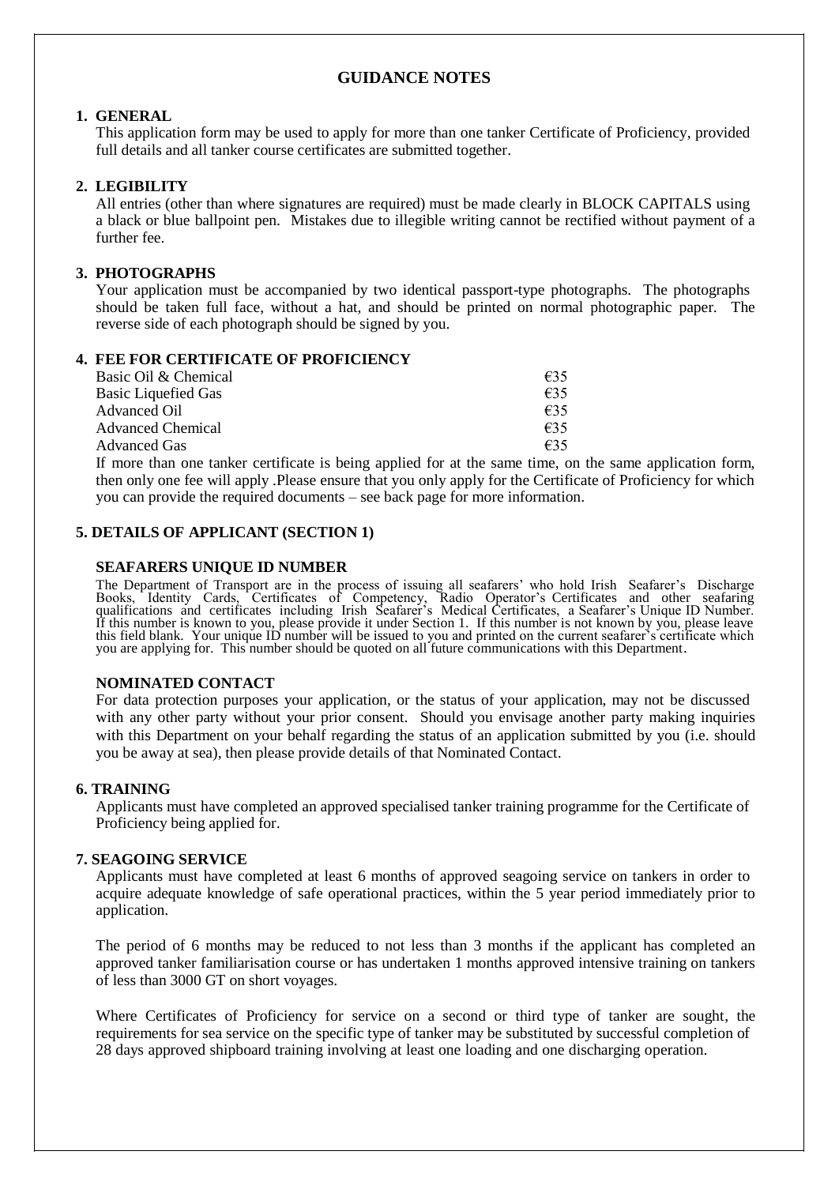# GUIDANCE NOTES

## 1. GENERAL

This application form may be used to apply for more than one tanker Certificate of Proficiency, provided full details and all tanker course certificates are submitted together.

## 2. LEGIBILITY

All entries (other than where signatures are required) must be made clearly in BLOCK CAPITALS using a black or blue ballpoint pen. Mistakes due to illegible writing cannot be rectified without payment of a further fee.

## 3. PHOTOGRAPHS

Your application must be accompanied by two identical passport-type photographs. The photographs should be taken full face, without a hat, and should be printed on normal photographic paper. The reverse side of each photograph should be signed by you.

## 4. FEE FOR CERTIFICATE OF PROFICIENCY

| | |
|---|---|
| Basic Oil & Chemical | €35 |
| Basic Liquefied Gas | €35 |
| Advanced Oil | €35 |
| Advanced Chemical | €35 |
| Advanced Gas | €35 |

If more than one tanker certificate is being applied for at the same time, on the same application form, then only one fee will apply .Please ensure that you only apply for the Certificate of Proficiency for which you can provide the required documents – see back page for more information.

## 5. DETAILS OF APPLICANT (SECTION 1)

### SEAFARERS UNIQUE ID NUMBER

The Department of Transport are in the process of issuing all seafarers' who hold Irish Seafarer's Discharge Books, Identity Cards, Certificates of Competency, Radio Operator's Certificates and other seafaring qualifications and certificates including Irish Seafarer's Medical Certificates, a Seafarer's Unique ID Number. If this number is known to you, please provide it under Section 1. If this number is not known by you, please leave this field blank. Your unique ID number will be issued to you and printed on the current seafarer's certificate which you are applying for. This number should be quoted on all future communications with this Department.

### NOMINATED CONTACT

For data protection purposes your application, or the status of your application, may not be discussed with any other party without your prior consent. Should you envisage another party making inquiries with this Department on your behalf regarding the status of an application submitted by you (i.e. should you be away at sea), then please provide details of that Nominated Contact.

## 6. TRAINING

Applicants must have completed an approved specialised tanker training programme for the Certificate of Proficiency being applied for.

## 7. SEAGOING SERVICE

Applicants must have completed at least 6 months of approved seagoing service on tankers in order to acquire adequate knowledge of safe operational practices, within the 5 year period immediately prior to application.

The period of 6 months may be reduced to not less than 3 months if the applicant has completed an approved tanker familiarisation course or has undertaken 1 months approved intensive training on tankers of less than 3000 GT on short voyages.

Where Certificates of Proficiency for service on a second or third type of tanker are sought, the requirements for sea service on the specific type of tanker may be substituted by successful completion of 28 days approved shipboard training involving at least one loading and one discharging operation.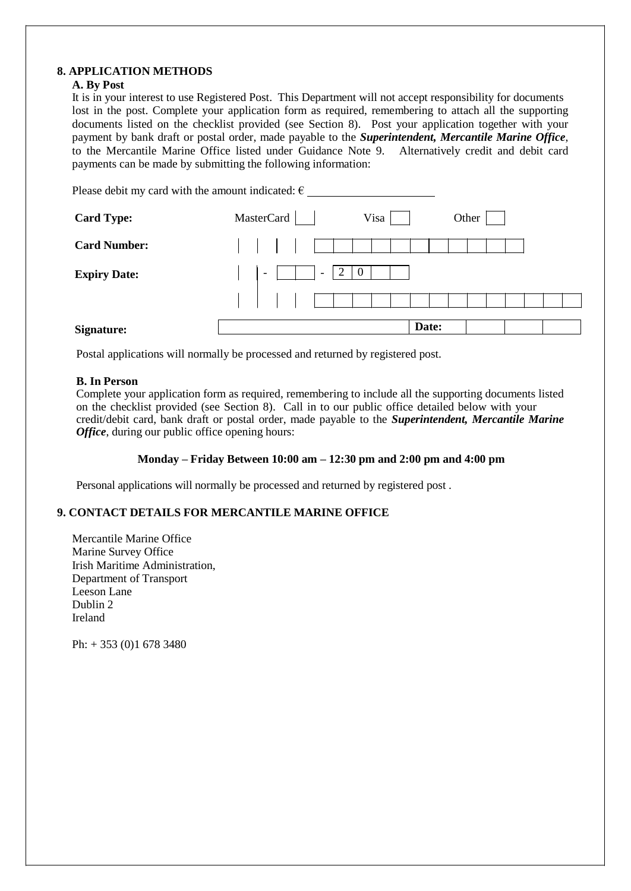## 8. APPLICATION METHODS

### A. By Post

It is in your interest to use Registered Post. This Department will not accept responsibility for documents lost in the post. Complete your application form as required, remembering to attach all the supporting documents listed on the checklist provided (see Section 8). Post your application together with your payment by bank draft or postal order, made payable to the ***Superintendent, Mercantile Marine Office***, to the Mercantile Marine Office listed under Guidance Note 9. Alternatively credit and debit card payments can be made by submitting the following information:

Please debit my card with the amount indicated: € ____________________

| | | | |
|---|---|---|---|
| **Card Type:** | MasterCard [ ] | Visa [ ] | Other [ ] |
| **Card Number:** | | | |
| **Expiry Date:** | - - 2 0 | | |
| **Signature:** | | **Date:** | |

Postal applications will normally be processed and returned by registered post.

### B. In Person

Complete your application form as required, remembering to include all the supporting documents listed on the checklist provided (see Section 8). Call in to our public office detailed below with your credit/debit card, bank draft or postal order, made payable to the ***Superintendent, Mercantile Marine Office***, during our public office opening hours:

**Monday – Friday Between 10:00 am – 12:30 pm and 2:00 pm and 4:00 pm**

Personal applications will normally be processed and returned by registered post .

## 9. CONTACT DETAILS FOR MERCANTILE MARINE OFFICE

Mercantile Marine Office
Marine Survey Office
Irish Maritime Administration,
Department of Transport
Leeson Lane
Dublin 2
Ireland

Ph: + 353 (0)1 678 3480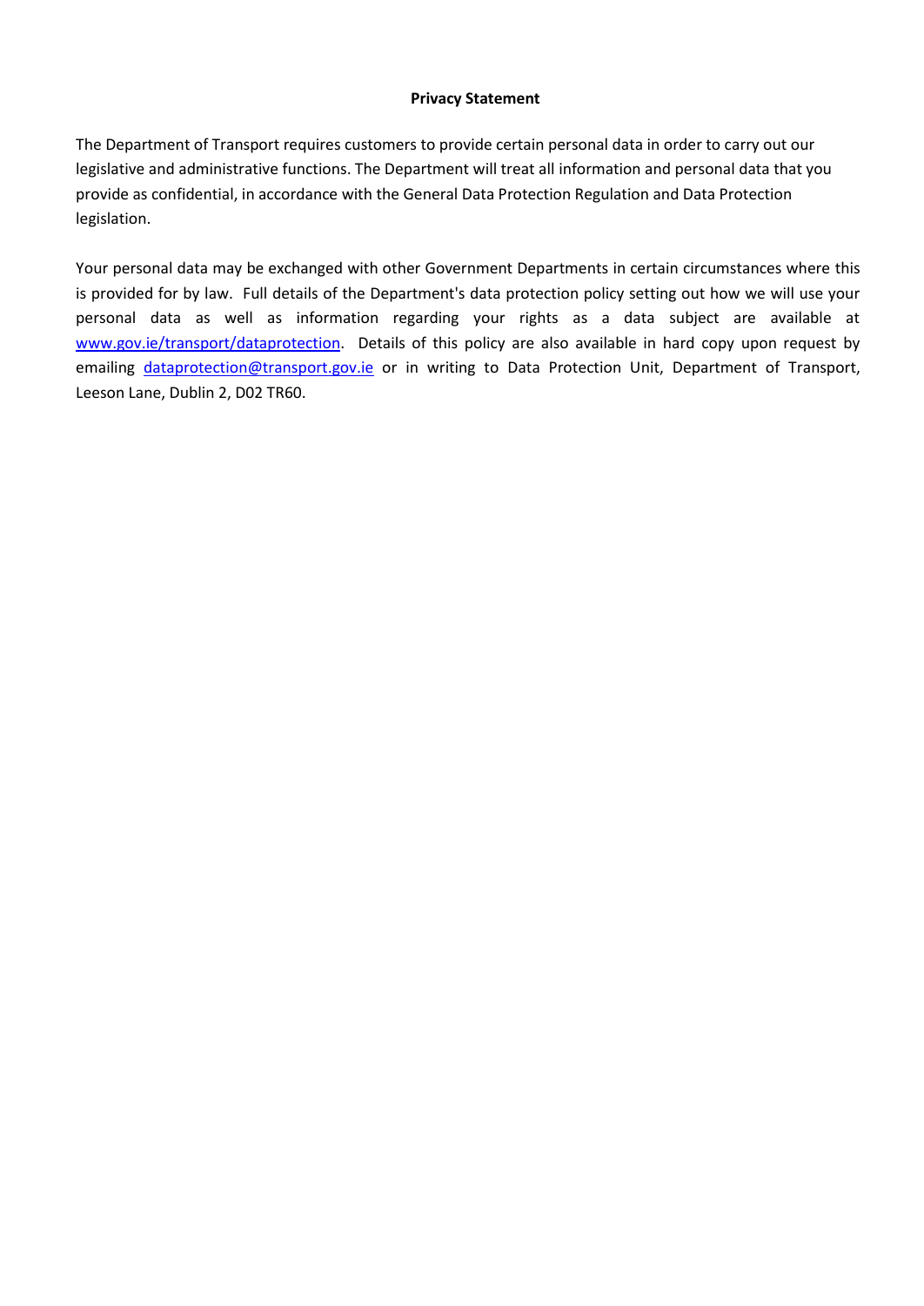**Privacy Statement**

The Department of Transport requires customers to provide certain personal data in order to carry out our legislative and administrative functions. The Department will treat all information and personal data that you provide as confidential, in accordance with the General Data Protection Regulation and Data Protection legislation.

Your personal data may be exchanged with other Government Departments in certain circumstances where this is provided for by law. Full details of the Department's data protection policy setting out how we will use your personal data as well as information regarding your rights as a data subject are available at [www.gov.ie/transport/dataprotection](www.gov.ie/transport/dataprotection). Details of this policy are also available in hard copy upon request by emailing [dataprotection@transport.gov.ie](mailto:dataprotection@transport.gov.ie) or in writing to Data Protection Unit, Department of Transport, Leeson Lane, Dublin 2, D02 TR60.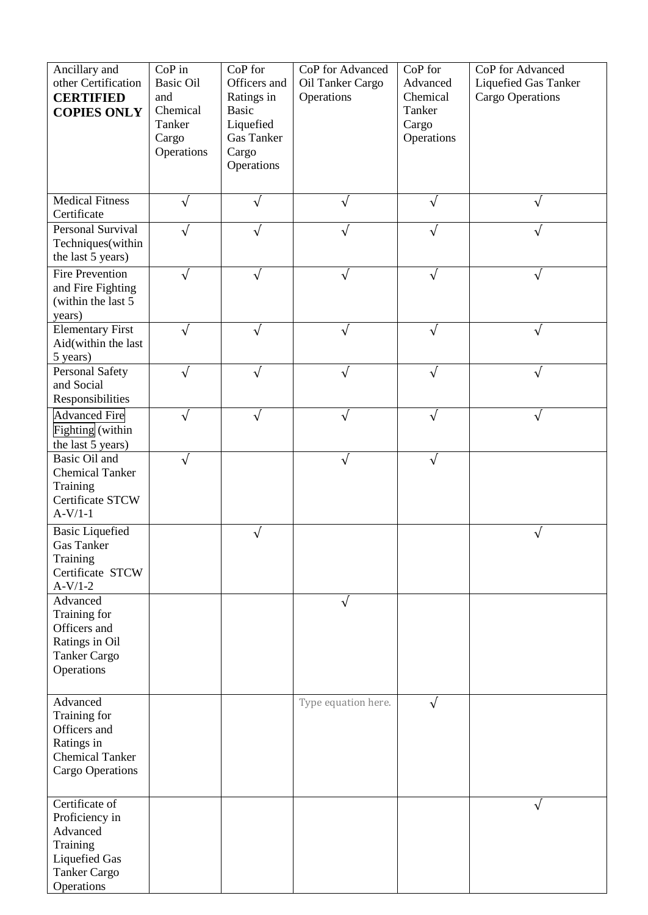| Ancillary and other Certification **CERTIFIED COPIES ONLY** | CoP in Basic Oil and Chemical Tanker Cargo Operations | CoP for Officers and Ratings in Basic Liquefied Gas Tanker Cargo Operations | CoP for Advanced Oil Tanker Cargo Operations | CoP for Advanced Chemical Tanker Cargo Operations | CoP for Advanced Liquefied Gas Tanker Cargo Operations |
|---|---|---|---|---|---|
| Medical Fitness Certificate | √ | √ | √ | √ | √ |
| Personal Survival Techniques(within the last 5 years) | √ | √ | √ | √ | √ |
| Fire Prevention and Fire Fighting (within the last 5 years) | √ | √ | √ | √ | √ |
| Elementary First Aid(within the last 5 years) | √ | √ | √ | √ | √ |
| Personal Safety and Social Responsibilities | √ | √ | √ | √ | √ |
| Advanced Fire Fighting (within the last 5 years) | √ | √ | √ | √ | √ |
| Basic Oil and Chemical Tanker Training Certificate STCW A-V/1-1 | √ | | √ | √ | |
| Basic Liquefied Gas Tanker Training Certificate STCW A-V/1-2 | | √ | | | √ |
| Advanced Training for Officers and Ratings in Oil Tanker Cargo Operations | | | √ | | |
| Advanced Training for Officers and Ratings in Chemical Tanker Cargo Operations | | | Type equation here. | √ | |
| Certificate of Proficiency in Advanced Training Liquefied Gas Tanker Cargo Operations | | | | | √ |